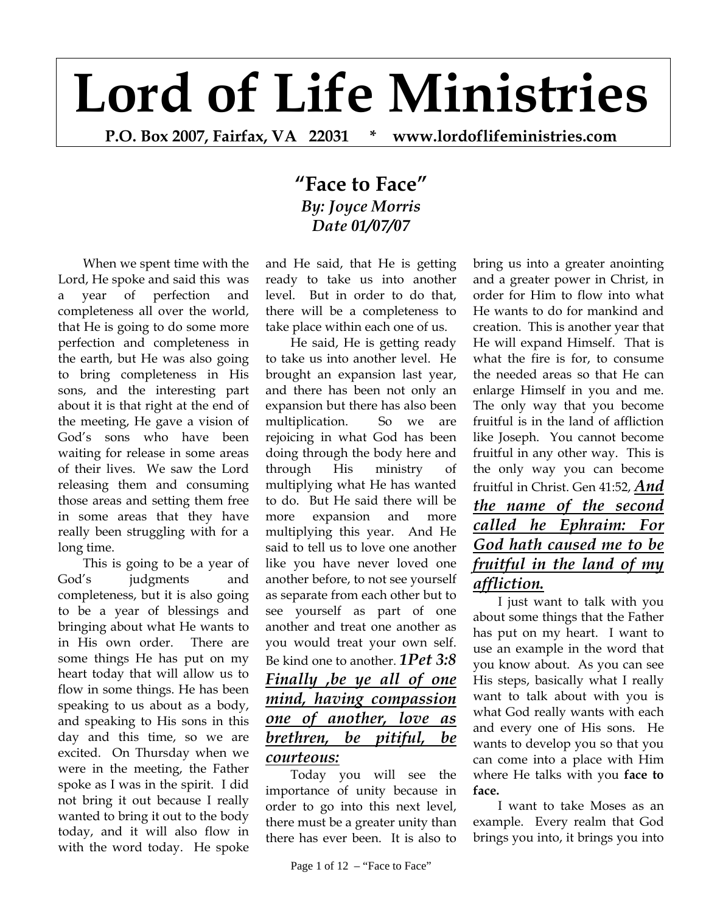# Lord of Life Ministries

**P.O. Box 2007, Fairfax, VA 22031 * www.lordoflifeministries.com**

## "Face to Face"

***By: Joyce Morris***
***Date 01/07/07***

When we spent time with the Lord, He spoke and said this was a year of perfection and completeness all over the world, that He is going to do some more perfection and completeness in the earth, but He was also going to bring completeness in His sons, and the interesting part about it is that right at the end of the meeting, He gave a vision of God's sons who have been waiting for release in some areas of their lives. We saw the Lord releasing them and consuming those areas and setting them free in some areas that they have really been struggling with for a long time.

This is going to be a year of God's judgments and completeness, but it is also going to be a year of blessings and bringing about what He wants to in His own order. There are some things He has put on my heart today that will allow us to flow in some things. He has been speaking to us about as a body, and speaking to His sons in this day and this time, so we are excited. On Thursday when we were in the meeting, the Father spoke as I was in the spirit. I did not bring it out because I really wanted to bring it out to the body today, and it will also flow in with the word today. He spoke and He said, that He is getting ready to take us into another level. But in order to do that, there will be a completeness to take place within each one of us.

He said, He is getting ready to take us into another level. He brought an expansion last year, and there has been not only an expansion but there has also been multiplication. So we are rejoicing in what God has been doing through the body here and through His ministry of multiplying what He has wanted to do. But He said there will be more expansion and more multiplying this year. And He said to tell us to love one another like you have never loved one another before, to not see yourself as separate from each other but to see yourself as part of one another and treat one another as you would treat your own self. Be kind one to another. ***1Pet 3:8*** ***<u>Finally ,be ye all of one mind, having compassion one of another, love as brethren, be pitiful, be courteous:</u>***

Today you will see the importance of unity because in order to go into this next level, there must be a greater unity than there has ever been. It is also to bring us into a greater anointing and a greater power in Christ, in order for Him to flow into what He wants to do for mankind and creation. This is another year that He will expand Himself. That is what the fire is for, to consume the needed areas so that He can enlarge Himself in you and me. The only way that you become fruitful is in the land of affliction like Joseph. You cannot become fruitful in any other way. This is the only way you can become fruitful in Christ. Gen 41:52, ***<u>And the name of the second called he Ephraim: For God hath caused me to be fruitful in the land of my affliction.</u>***

I just want to talk with you about some things that the Father has put on my heart. I want to use an example in the word that you know about. As you can see His steps, basically what I really want to talk about with you is what God really wants with each and every one of His sons. He wants to develop you so that you can come into a place with Him where He talks with you **face to face.**

I want to take Moses as an example. Every realm that God brings you into, it brings you into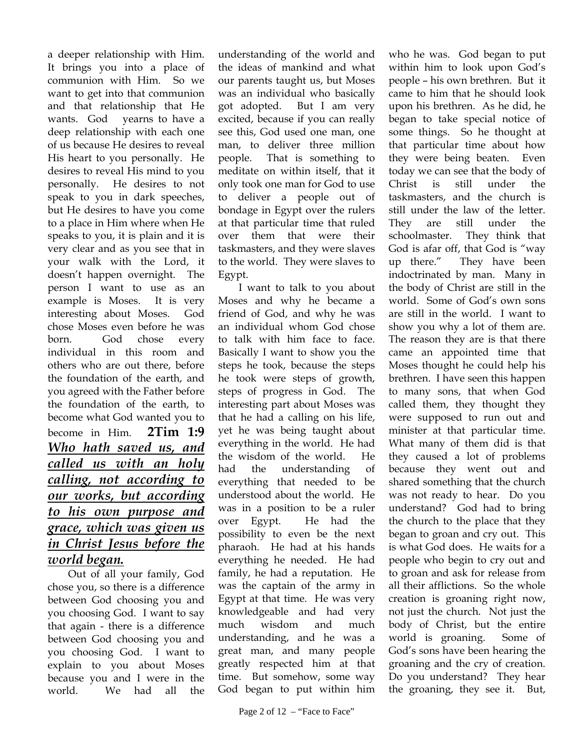a deeper relationship with Him. It brings you into a place of communion with Him. So we want to get into that communion and that relationship that He wants. God yearns to have a deep relationship with each one of us because He desires to reveal His heart to you personally. He desires to reveal His mind to you personally. He desires to not speak to you in dark speeches, but He desires to have you come to a place in Him where when He speaks to you, it is plain and it is very clear and as you see that in your walk with the Lord, it doesn't happen overnight. The person I want to use as an example is Moses. It is very interesting about Moses. God chose Moses even before he was born. God chose every individual in this room and others who are out there, before the foundation of the earth, and you agreed with the Father before the foundation of the earth, to become what God wanted you to become in Him. **2Tim 1:9** ***<u>Who hath saved us, and called us with an holy calling, not according to our works, but according to his own purpose and grace, which was given us in Christ Jesus before the world began.</u>***

Out of all your family, God chose you, so there is a difference between God choosing you and you choosing God. I want to say that again - there is a difference between God choosing you and you choosing God. I want to explain to you about Moses because you and I were in the world. We had all the understanding of the world and the ideas of mankind and what our parents taught us, but Moses was an individual who basically got adopted. But I am very excited, because if you can really see this, God used one man, one man, to deliver three million people. That is something to meditate on within itself, that it only took one man for God to use to deliver a people out of bondage in Egypt over the rulers at that particular time that ruled over them that were their taskmasters, and they were slaves to the world. They were slaves to Egypt.

I want to talk to you about Moses and why he became a friend of God, and why he was an individual whom God chose to talk with him face to face. Basically I want to show you the steps he took, because the steps he took were steps of growth, steps of progress in God. The interesting part about Moses was that he had a calling on his life, yet he was being taught about everything in the world. He had the wisdom of the world. He had the understanding of everything that needed to be understood about the world. He was in a position to be a ruler over Egypt. He had the possibility to even be the next pharaoh. He had at his hands everything he needed. He had family, he had a reputation. He was the captain of the army in Egypt at that time. He was very knowledgeable and had very much wisdom and much understanding, and he was a great man, and many people greatly respected him at that time. But somehow, some way God began to put within him who he was. God began to put within him to look upon God's people – his own brethren. But it came to him that he should look upon his brethren. As he did, he began to take special notice of some things. So he thought at that particular time about how they were being beaten. Even today we can see that the body of Christ is still under the taskmasters, and the church is still under the law of the letter. They are still under the schoolmaster. They think that God is afar off, that God is "way up there." They have been indoctrinated by man. Many in the body of Christ are still in the world. Some of God's own sons are still in the world. I want to show you why a lot of them are. The reason they are is that there came an appointed time that Moses thought he could help his brethren. I have seen this happen to many sons, that when God called them, they thought they were supposed to run out and minister at that particular time. What many of them did is that they caused a lot of problems because they went out and shared something that the church was not ready to hear. Do you understand? God had to bring the church to the place that they began to groan and cry out. This is what God does. He waits for a people who begin to cry out and to groan and ask for release from all their afflictions. So the whole creation is groaning right now, not just the church. Not just the body of Christ, but the entire world is groaning. Some of God's sons have been hearing the groaning and the cry of creation. Do you understand? They hear the groaning, they see it. But,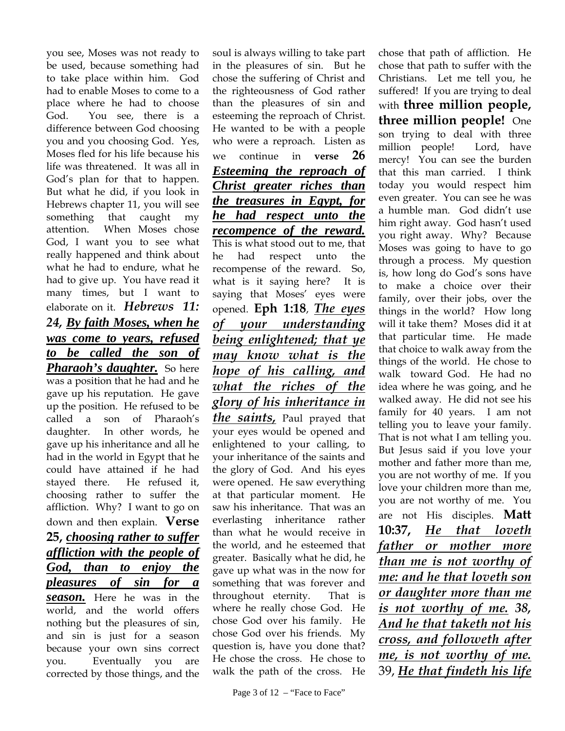you see, Moses was not ready to be used, because something had to take place within him. God had to enable Moses to come to a place where he had to choose God. You see, there is a difference between God choosing you and you choosing God. Yes, Moses fled for his life because his life was threatened. It was all in God's plan for that to happen. But what he did, if you look in Hebrews chapter 11, you will see something that caught my attention. When Moses chose God, I want you to see what really happened and think about what he had to endure, what he had to give up. You have read it many times, but I want to elaborate on it. ***Hebrews 11: 24, By faith Moses, when he was come to years, refused to be called the son of Pharaoh's daughter.*** So here was a position that he had and he gave up his reputation. He gave up the position. He refused to be called a son of Pharaoh's daughter. In other words, he gave up his inheritance and all he had in the world in Egypt that he could have attained if he had stayed there. He refused it, choosing rather to suffer the affliction. Why? I want to go on down and then explain. **Verse 25,** ***choosing rather to suffer affliction with the people of God, than to enjoy the pleasures of sin for a season.*** Here he was in the world, and the world offers nothing but the pleasures of sin, and sin is just for a season because your own sins correct you. Eventually you are corrected by those things, and the soul is always willing to take part in the pleasures of sin. But he chose the suffering of Christ and the righteousness of God rather than the pleasures of sin and esteeming the reproach of Christ. He wanted to be with a people who were a reproach. Listen as we continue in **verse 26** ***Esteeming the reproach of Christ greater riches than the treasures in Egypt, for he had respect unto the recompence of the reward.*** This is what stood out to me, that he had respect unto the recompense of the reward. So, what is it saying here? It is saying that Moses' eyes were opened. **Eph 1:18**, ***The eyes of your understanding being enlightened; that ye may know what is the hope of his calling, and what the riches of the glory of his inheritance in the saints,*** Paul prayed that your eyes would be opened and enlightened to your calling, to your inheritance of the saints and the glory of God. And his eyes were opened. He saw everything at that particular moment. He saw his inheritance. That was an everlasting inheritance rather than what he would receive in the world, and he esteemed that greater. Basically what he did, he gave up what was in the now for something that was forever and throughout eternity. That is where he really chose God. He chose God over his family. He chose God over his friends. My question is, have you done that? He chose the cross. He chose to walk the path of the cross. He chose that path of affliction. He chose that path to suffer with the Christians. Let me tell you, he suffered! If you are trying to deal with **three million people, three million people!** One son trying to deal with three million people! Lord, have mercy! You can see the burden that this man carried. I think today you would respect him even greater. You can see he was a humble man. God didn't use him right away. God hasn't used you right away. Why? Because Moses was going to have to go through a process. My question is, how long do God's sons have to make a choice over their family, over their jobs, over the things in the world? How long will it take them? Moses did it at that particular time. He made that choice to walk away from the things of the world. He chose to walk toward God. He had no idea where he was going, and he walked away. He did not see his family for 40 years. I am not telling you to leave your family. That is not what I am telling you. But Jesus said if you love your mother and father more than me, you are not worthy of me. If you love your children more than me, you are not worthy of me. You are not His disciples. **Matt 10:37,** ***He that loveth father or mother more than me is not worthy of me: and he that loveth son or daughter more than me is not worthy of me. 38, And he that taketh not his cross, and followeth after me, is not worthy of me.*** 39, ***He that findeth his life***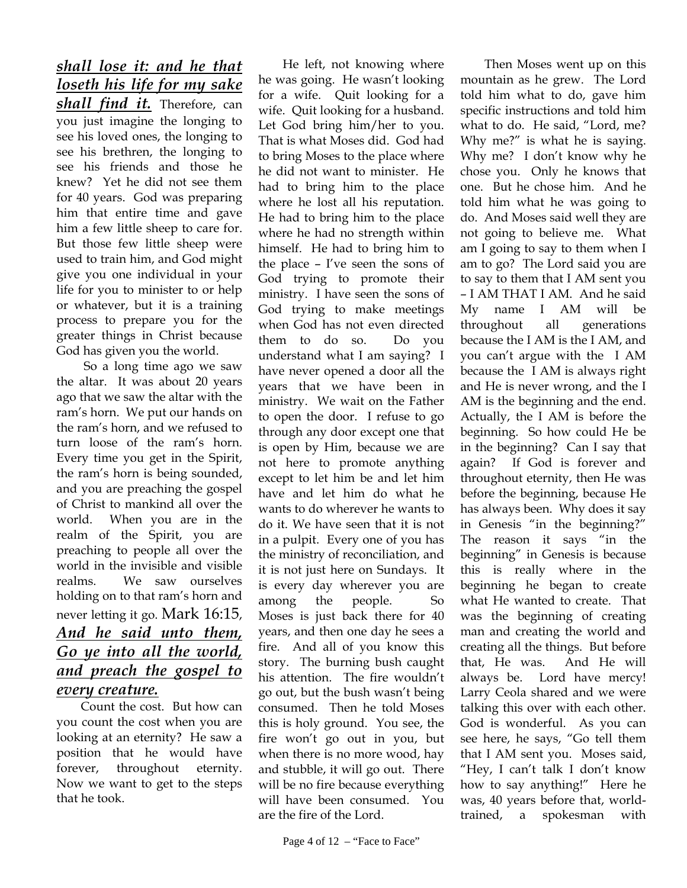***shall lose it: and he that loseth his life for my sake shall find it.*** Therefore, can you just imagine the longing to see his loved ones, the longing to see his brethren, the longing to see his friends and those he knew? Yet he did not see them for 40 years. God was preparing him that entire time and gave him a few little sheep to care for. But those few little sheep were used to train him, and God might give you one individual in your life for you to minister to or help or whatever, but it is a training process to prepare you for the greater things in Christ because God has given you the world.

So a long time ago we saw the altar. It was about 20 years ago that we saw the altar with the ram's horn. We put our hands on the ram's horn, and we refused to turn loose of the ram's horn. Every time you get in the Spirit, the ram's horn is being sounded, and you are preaching the gospel of Christ to mankind all over the world. When you are in the realm of the Spirit, you are preaching to people all over the world in the invisible and visible realms. We saw ourselves holding on to that ram's horn and never letting it go. Mark 16:15, ***And he said unto them, Go ye into all the world, and preach the gospel to every creature.***

Count the cost. But how can you count the cost when you are looking at an eternity? He saw a position that he would have forever, throughout eternity. Now we want to get to the steps that he took.

He left, not knowing where he was going. He wasn't looking for a wife. Quit looking for a wife. Quit looking for a husband. Let God bring him/her to you. That is what Moses did. God had to bring Moses to the place where he did not want to minister. He had to bring him to the place where he lost all his reputation. He had to bring him to the place where he had no strength within himself. He had to bring him to the place – I've seen the sons of God trying to promote their ministry. I have seen the sons of God trying to make meetings when God has not even directed them to do so. Do you understand what I am saying? I have never opened a door all the years that we have been in ministry. We wait on the Father to open the door. I refuse to go through any door except one that is open by Him, because we are not here to promote anything except to let him be and let him have and let him do what he wants to do wherever he wants to do it. We have seen that it is not in a pulpit. Every one of you has the ministry of reconciliation, and it is not just here on Sundays. It is every day wherever you are among the people. So Moses is just back there for 40 years, and then one day he sees a fire. And all of you know this story. The burning bush caught his attention. The fire wouldn't go out, but the bush wasn't being consumed. Then he told Moses this is holy ground. You see, the fire won't go out in you, but when there is no more wood, hay and stubble, it will go out. There will be no fire because everything will have been consumed. You are the fire of the Lord.

Then Moses went up on this mountain as he grew. The Lord told him what to do, gave him specific instructions and told him what to do. He said, "Lord, me? Why me?" is what he is saying. Why me? I don't know why he chose you. Only he knows that one. But he chose him. And he told him what he was going to do. And Moses said well they are not going to believe me. What am I going to say to them when I am to go? The Lord said you are to say to them that I AM sent you – I AM THAT I AM. And he said My name I AM will be throughout all generations because the I AM is the I AM, and you can't argue with the I AM because the I AM is always right and He is never wrong, and the I AM is the beginning and the end. Actually, the I AM is before the beginning. So how could He be in the beginning? Can I say that again? If God is forever and throughout eternity, then He was before the beginning, because He has always been. Why does it say in Genesis "in the beginning?" The reason it says "in the beginning" in Genesis is because this is really where in the beginning he began to create what He wanted to create. That was the beginning of creating man and creating the world and creating all the things. But before that, He was. And He will always be. Lord have mercy! Larry Ceola shared and we were talking this over with each other. God is wonderful. As you can see here, he says, "Go tell them that I AM sent you. Moses said, "Hey, I can't talk I don't know how to say anything!" Here he was, 40 years before that, world-trained, a spokesman with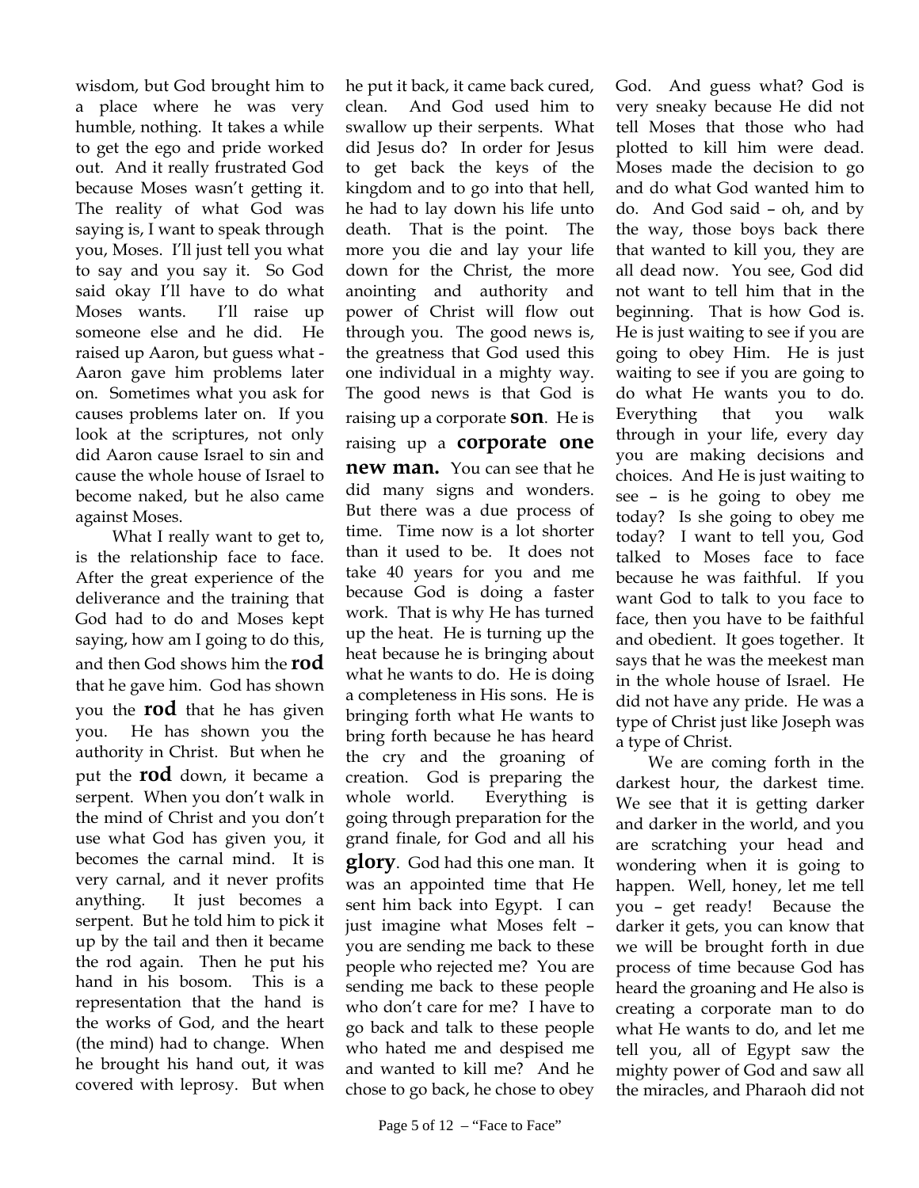wisdom, but God brought him to a place where he was very humble, nothing. It takes a while to get the ego and pride worked out. And it really frustrated God because Moses wasn't getting it. The reality of what God was saying is, I want to speak through you, Moses. I'll just tell you what to say and you say it. So God said okay I'll have to do what Moses wants. I'll raise up someone else and he did. He raised up Aaron, but guess what - Aaron gave him problems later on. Sometimes what you ask for causes problems later on. If you look at the scriptures, not only did Aaron cause Israel to sin and cause the whole house of Israel to become naked, but he also came against Moses.

What I really want to get to, is the relationship face to face. After the great experience of the deliverance and the training that God had to do and Moses kept saying, how am I going to do this, and then God shows him the **rod** that he gave him. God has shown you the **rod** that he has given you. He has shown you the authority in Christ. But when he put the **rod** down, it became a serpent. When you don't walk in the mind of Christ and you don't use what God has given you, it becomes the carnal mind. It is very carnal, and it never profits anything. It just becomes a serpent. But he told him to pick it up by the tail and then it became the rod again. Then he put his hand in his bosom. This is a representation that the hand is the works of God, and the heart (the mind) had to change. When he brought his hand out, it was covered with leprosy. But when he put it back, it came back cured, clean. And God used him to swallow up their serpents. What did Jesus do? In order for Jesus to get back the keys of the kingdom and to go into that hell, he had to lay down his life unto death. That is the point. The more you die and lay your life down for the Christ, the more anointing and authority and power of Christ will flow out through you. The good news is, the greatness that God used this one individual in a mighty way. The good news is that God is raising up a corporate **son**. He is raising up a **corporate one new man.** You can see that he did many signs and wonders. But there was a due process of time. Time now is a lot shorter than it used to be. It does not take 40 years for you and me because God is doing a faster work. That is why He has turned up the heat. He is turning up the heat because he is bringing about what he wants to do. He is doing a completeness in His sons. He is bringing forth what He wants to bring forth because he has heard the cry and the groaning of creation. God is preparing the whole world. Everything is going through preparation for the grand finale, for God and all his **glory**. God had this one man. It was an appointed time that He sent him back into Egypt. I can just imagine what Moses felt – you are sending me back to these people who rejected me? You are sending me back to these people who don't care for me? I have to go back and talk to these people who hated me and despised me and wanted to kill me? And he chose to go back, he chose to obey God. And guess what? God is very sneaky because He did not tell Moses that those who had plotted to kill him were dead. Moses made the decision to go and do what God wanted him to do. And God said – oh, and by the way, those boys back there that wanted to kill you, they are all dead now. You see, God did not want to tell him that in the beginning. That is how God is. He is just waiting to see if you are going to obey Him. He is just waiting to see if you are going to do what He wants you to do. Everything that you walk through in your life, every day you are making decisions and choices. And He is just waiting to see – is he going to obey me today? Is she going to obey me today? I want to tell you, God talked to Moses face to face because he was faithful. If you want God to talk to you face to face, then you have to be faithful and obedient. It goes together. It says that he was the meekest man in the whole house of Israel. He did not have any pride. He was a type of Christ just like Joseph was a type of Christ.

We are coming forth in the darkest hour, the darkest time. We see that it is getting darker and darker in the world, and you are scratching your head and wondering when it is going to happen. Well, honey, let me tell you – get ready! Because the darker it gets, you can know that we will be brought forth in due process of time because God has heard the groaning and He also is creating a corporate man to do what He wants to do, and let me tell you, all of Egypt saw the mighty power of God and saw all the miracles, and Pharaoh did not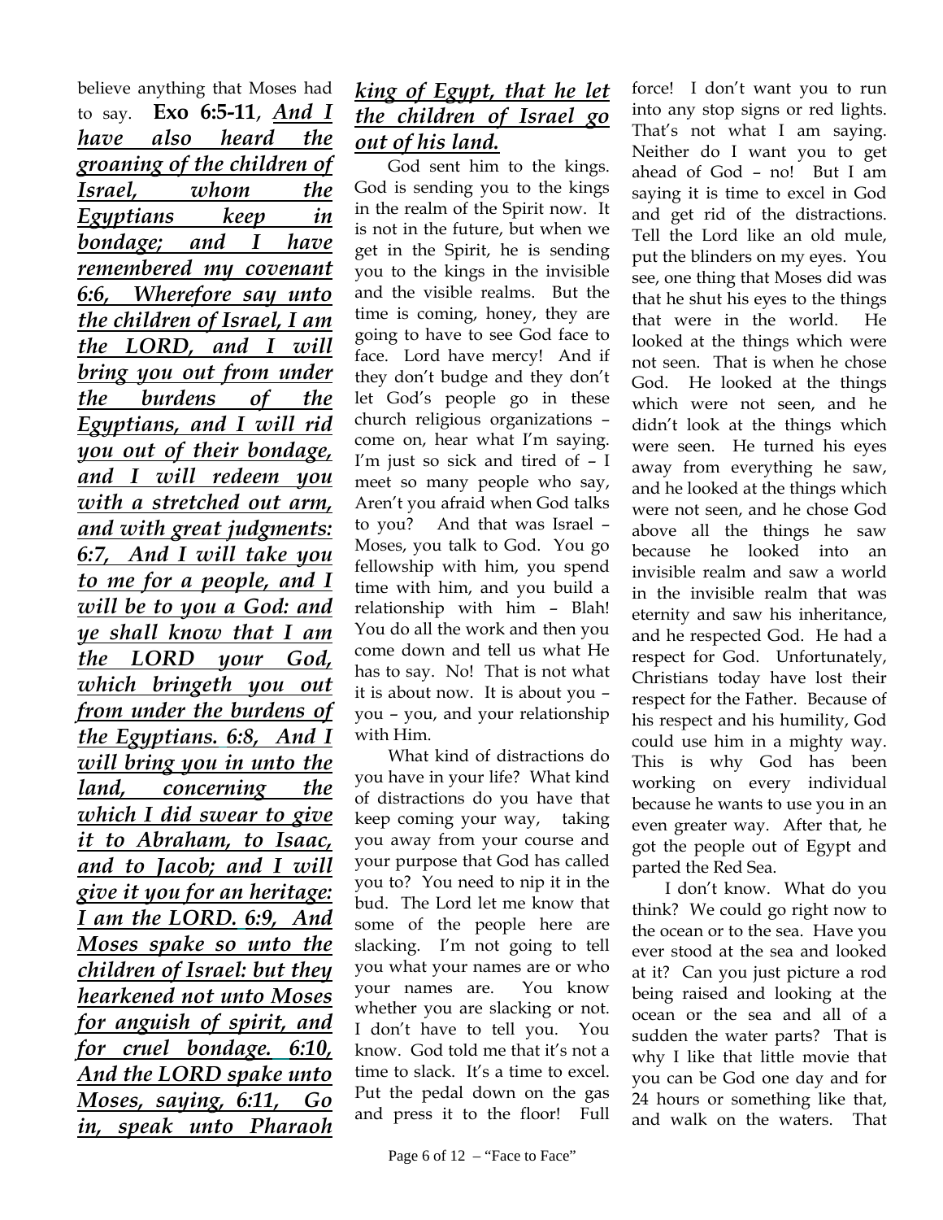believe anything that Moses had to say. **Exo 6:5-11**, ***And I have also heard the groaning of the children of Israel, whom the Egyptians keep in bondage; and I have remembered my covenant 6:6, Wherefore say unto the children of Israel, I am the LORD, and I will bring you out from under the burdens of the Egyptians, and I will rid you out of their bondage, and I will redeem you with a stretched out arm, and with great judgments: 6:7, And I will take you to me for a people, and I will be to you a God: and ye shall know that I am the LORD your God, which bringeth you out from under the burdens of the Egyptians. 6:8, And I will bring you in unto the land, concerning the which I did swear to give it to Abraham, to Isaac, and to Jacob; and I will give it you for an heritage: I am the LORD. 6:9, And Moses spake so unto the children of Israel: but they hearkened not unto Moses for anguish of spirit, and for cruel bondage. 6:10, And the LORD spake unto Moses, saying, 6:11, Go in, speak unto Pharaoh king of Egypt, that he let the children of Israel go out of his land.***

God sent him to the kings. God is sending you to the kings in the realm of the Spirit now. It is not in the future, but when we get in the Spirit, he is sending you to the kings in the invisible and the visible realms. But the time is coming, honey, they are going to have to see God face to face. Lord have mercy! And if they don't budge and they don't let God's people go in these church religious organizations – come on, hear what I'm saying. I'm just so sick and tired of – I meet so many people who say, Aren't you afraid when God talks to you? And that was Israel – Moses, you talk to God. You go fellowship with him, you spend time with him, and you build a relationship with him – Blah! You do all the work and then you come down and tell us what He has to say. No! That is not what it is about now. It is about you – you – you, and your relationship with Him.

What kind of distractions do you have in your life? What kind of distractions do you have that keep coming your way, taking you away from your course and your purpose that God has called you to? You need to nip it in the bud. The Lord let me know that some of the people here are slacking. I'm not going to tell you what your names are or who your names are. You know whether you are slacking or not. I don't have to tell you. You know. God told me that it's not a time to slack. It's a time to excel. Put the pedal down on the gas and press it to the floor! Full force! I don't want you to run into any stop signs or red lights. That's not what I am saying. Neither do I want you to get ahead of God – no! But I am saying it is time to excel in God and get rid of the distractions. Tell the Lord like an old mule, put the blinders on my eyes. You see, one thing that Moses did was that he shut his eyes to the things that were in the world. He looked at the things which were not seen. That is when he chose God. He looked at the things which were not seen, and he didn't look at the things which were seen. He turned his eyes away from everything he saw, and he looked at the things which were not seen, and he chose God above all the things he saw because he looked into an invisible realm and saw a world in the invisible realm that was eternity and saw his inheritance, and he respected God. He had a respect for God. Unfortunately, Christians today have lost their respect for the Father. Because of his respect and his humility, God could use him in a mighty way. This is why God has been working on every individual because he wants to use you in an even greater way. After that, he got the people out of Egypt and parted the Red Sea.

I don't know. What do you think? We could go right now to the ocean or to the sea. Have you ever stood at the sea and looked at it? Can you just picture a rod being raised and looking at the ocean or the sea and all of a sudden the water parts? That is why I like that little movie that you can be God one day and for 24 hours or something like that, and walk on the waters. That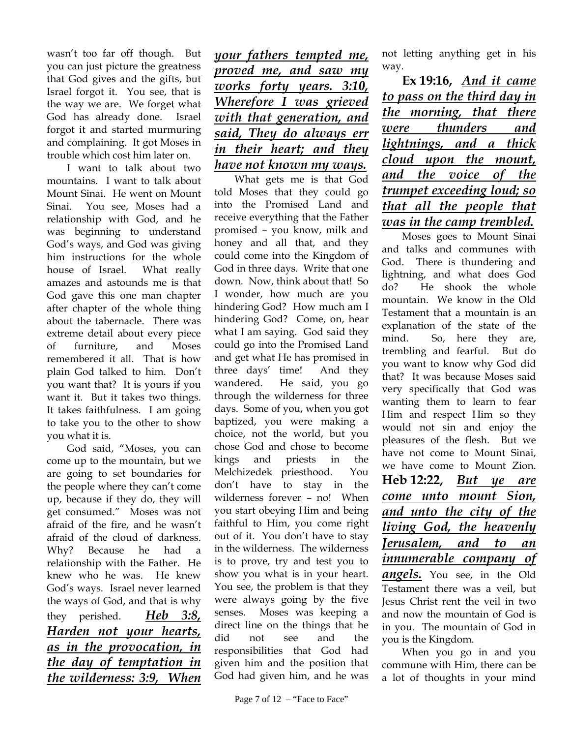wasn't too far off though. But you can just picture the greatness that God gives and the gifts, but Israel forgot it. You see, that is the way we are. We forget what God has already done. Israel forgot it and started murmuring and complaining. It got Moses in trouble which cost him later on.

I want to talk about two mountains. I want to talk about Mount Sinai. He went on Mount Sinai. You see, Moses had a relationship with God, and he was beginning to understand God's ways, and God was giving him instructions for the whole house of Israel. What really amazes and astounds me is that God gave this one man chapter after chapter of the whole thing about the tabernacle. There was extreme detail about every piece of furniture, and Moses remembered it all. That is how plain God talked to him. Don't you want that? It is yours if you want it. But it takes two things. It takes faithfulness. I am going to take you to the other to show you what it is.

God said, "Moses, you can come up to the mountain, but we are going to set boundaries for the people where they can't come up, because if they do, they will get consumed." Moses was not afraid of the fire, and he wasn't afraid of the cloud of darkness. Why? Because he had a relationship with the Father. He knew who he was. He knew God's ways. Israel never learned the ways of God, and that is why they perished. ***Heb 3:8, Harden not your hearts, as in the provocation, in the day of temptation in the wilderness: 3:9, When your fathers tempted me, proved me, and saw my works forty years. 3:10, Wherefore I was grieved with that generation, and said, They do always err in their heart; and they have not known my ways.***

What gets me is that God told Moses that they could go into the Promised Land and receive everything that the Father promised – you know, milk and honey and all that, and they could come into the Kingdom of God in three days. Write that one down. Now, think about that! So I wonder, how much are you hindering God? How much am I hindering God? Come, on, hear what I am saying. God said they could go into the Promised Land and get what He has promised in three days' time! And they wandered. He said, you go through the wilderness for three days. Some of you, when you got baptized, you were making a choice, not the world, but you chose God and chose to become kings and priests in the Melchizedek priesthood. You don't have to stay in the wilderness forever – no! When you start obeying Him and being faithful to Him, you come right out of it. You don't have to stay in the wilderness. The wilderness is to prove, try and test you to show you what is in your heart. You see, the problem is that they were always going by the five senses. Moses was keeping a direct line on the things that he did not see and the responsibilities that God had given him and the position that God had given him, and he was not letting anything get in his way.

**Ex 19:16,** ***And it came to pass on the third day in the morning, that there were thunders and lightnings, and a thick cloud upon the mount, and the voice of the trumpet exceeding loud; so that all the people that was in the camp trembled.***

Moses goes to Mount Sinai and talks and communes with God. There is thundering and lightning, and what does God do? He shook the whole mountain. We know in the Old Testament that a mountain is an explanation of the state of the mind. So, here they are, trembling and fearful. But do you want to know why God did that? It was because Moses said very specifically that God was wanting them to learn to fear Him and respect Him so they would not sin and enjoy the pleasures of the flesh. But we have not come to Mount Sinai, we have come to Mount Zion. **Heb 12:22,** ***But ye are come unto mount Sion, and unto the city of the living God, the heavenly Jerusalem, and to an innumerable company of angels.*** You see, in the Old Testament there was a veil, but Jesus Christ rent the veil in two and now the mountain of God is in you. The mountain of God in you is the Kingdom.

When you go in and you commune with Him, there can be a lot of thoughts in your mind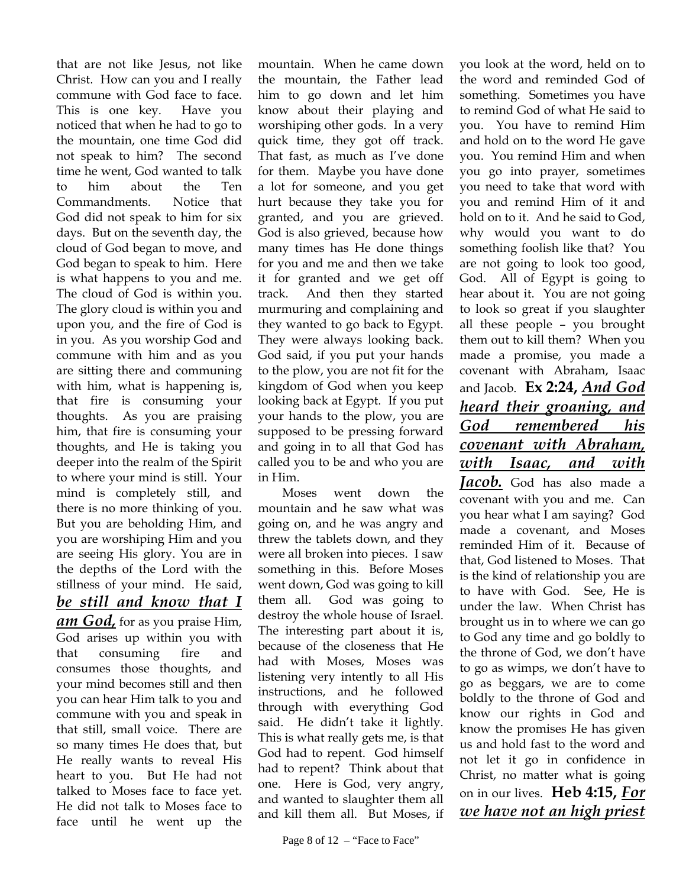that are not like Jesus, not like Christ. How can you and I really commune with God face to face. This is one key. Have you noticed that when he had to go to the mountain, one time God did not speak to him? The second time he went, God wanted to talk to him about the Ten Commandments. Notice that God did not speak to him for six days. But on the seventh day, the cloud of God began to move, and God began to speak to him. Here is what happens to you and me. The cloud of God is within you. The glory cloud is within you and upon you, and the fire of God is in you. As you worship God and commune with him and as you are sitting there and communing with him, what is happening is, that fire is consuming your thoughts. As you are praising him, that fire is consuming your thoughts, and He is taking you deeper into the realm of the Spirit to where your mind is still. Your mind is completely still, and there is no more thinking of you. But you are beholding Him, and you are worshiping Him and you are seeing His glory. You are in the depths of the Lord with the stillness of your mind. He said, ***be still and know that I am God,*** for as you praise Him, God arises up within you with that consuming fire and consumes those thoughts, and your mind becomes still and then you can hear Him talk to you and commune with you and speak in that still, small voice. There are so many times He does that, but He really wants to reveal His heart to you. But He had not talked to Moses face to face yet. He did not talk to Moses face to face until he went up the mountain. When he came down the mountain, the Father lead him to go down and let him know about their playing and worshiping other gods. In a very quick time, they got off track. That fast, as much as I've done for them. Maybe you have done a lot for someone, and you get hurt because they take you for granted, and you are grieved. God is also grieved, because how many times has He done things for you and me and then we take it for granted and we get off track. And then they started murmuring and complaining and they wanted to go back to Egypt. They were always looking back. God said, if you put your hands to the plow, you are not fit for the kingdom of God when you keep looking back at Egypt. If you put your hands to the plow, you are supposed to be pressing forward and going in to all that God has called you to be and who you are in Him.

Moses went down the mountain and he saw what was going on, and he was angry and threw the tablets down, and they were all broken into pieces. I saw something in this. Before Moses went down, God was going to kill them all. God was going to destroy the whole house of Israel. The interesting part about it is, because of the closeness that He had with Moses, Moses was listening very intently to all His instructions, and he followed through with everything God said. He didn't take it lightly. This is what really gets me, is that God had to repent. God himself had to repent? Think about that one. Here is God, very angry, and wanted to slaughter them all and kill them all. But Moses, if you look at the word, held on to the word and reminded God of something. Sometimes you have to remind God of what He said to you. You have to remind Him and hold on to the word He gave you. You remind Him and when you go into prayer, sometimes you need to take that word with you and remind Him of it and hold on to it. And he said to God, why would you want to do something foolish like that? You are not going to look too good, God. All of Egypt is going to hear about it. You are not going to look so great if you slaughter all these people – you brought them out to kill them? When you made a promise, you made a covenant with Abraham, Isaac and Jacob. **Ex 2:24,** ***And God heard their groaning, and God remembered his covenant with Abraham, with Isaac, and with Jacob.*** God has also made a covenant with you and me. Can you hear what I am saying? God made a covenant, and Moses reminded Him of it. Because of that, God listened to Moses. That is the kind of relationship you are to have with God. See, He is under the law. When Christ has brought us in to where we can go to God any time and go boldly to the throne of God, we don't have to go as wimps, we don't have to go as beggars, we are to come boldly to the throne of God and know our rights in God and know the promises He has given us and hold fast to the word and not let it go in confidence in Christ, no matter what is going on in our lives. **Heb 4:15,** ***For we have not an high priest***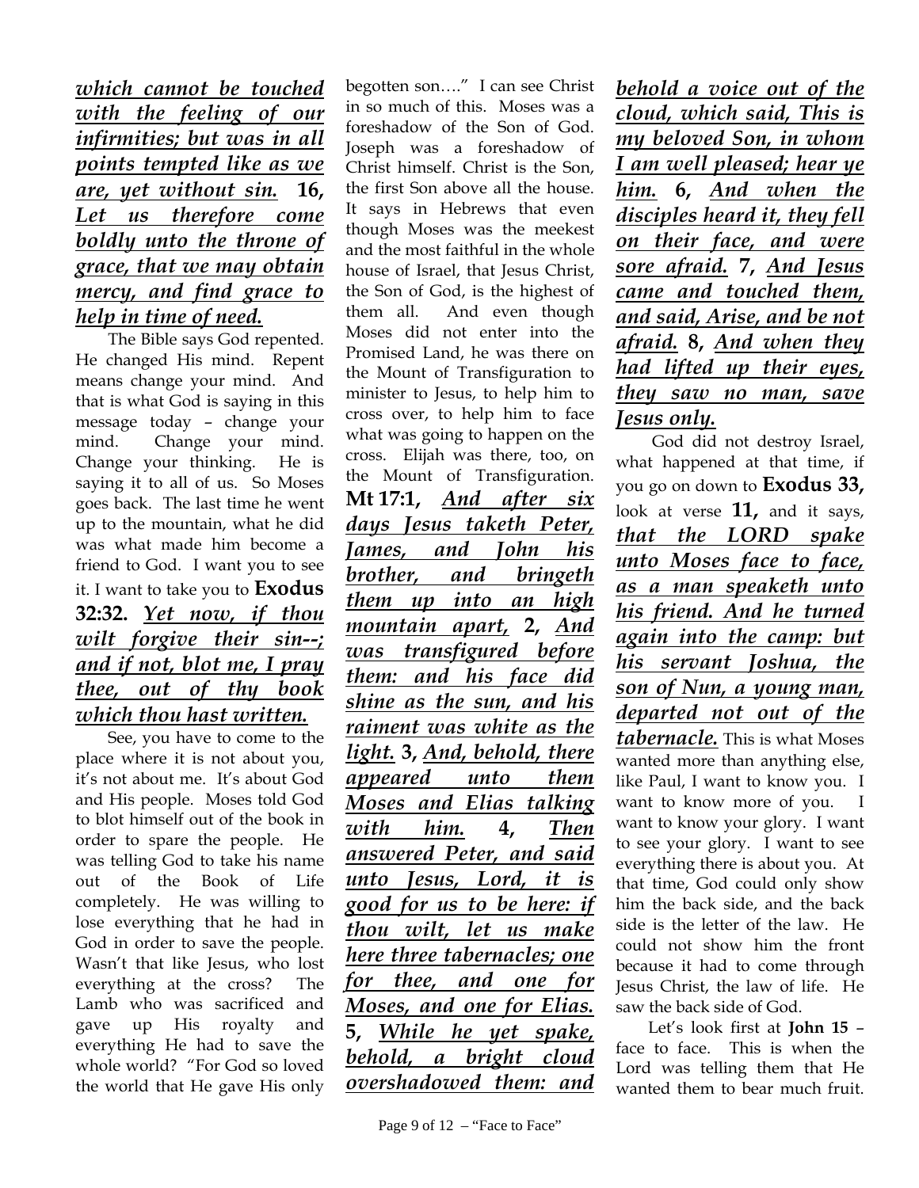***which cannot be touched with the feeling of our infirmities; but was in all points tempted like as we are, yet without sin.*** **16,** ***Let us therefore come boldly unto the throne of grace, that we may obtain mercy, and find grace to help in time of need.***

The Bible says God repented. He changed His mind. Repent means change your mind. And that is what God is saying in this message today – change your mind. Change your mind. Change your thinking. He is saying it to all of us. So Moses goes back. The last time he went up to the mountain, what he did was what made him become a friend to God. I want you to see it. I want to take you to **Exodus 32:32.** ***Yet now, if thou wilt forgive their sin--; and if not, blot me, I pray thee, out of thy book which thou hast written.***

See, you have to come to the place where it is not about you, it's not about me. It's about God and His people. Moses told God to blot himself out of the book in order to spare the people. He was telling God to take his name out of the Book of Life completely. He was willing to lose everything that he had in God in order to save the people. Wasn't that like Jesus, who lost everything at the cross? The Lamb who was sacrificed and gave up His royalty and everything He had to save the whole world? "For God so loved the world that He gave His only begotten son…." I can see Christ in so much of this. Moses was a foreshadow of the Son of God. Joseph was a foreshadow of Christ himself. Christ is the Son, the first Son above all the house. It says in Hebrews that even though Moses was the meekest and the most faithful in the whole house of Israel, that Jesus Christ, the Son of God, is the highest of them all. And even though Moses did not enter into the Promised Land, he was there on the Mount of Transfiguration to minister to Jesus, to help him to cross over, to help him to face what was going to happen on the cross. Elijah was there, too, on the Mount of Transfiguration. **Mt 17:1,** ***And after six days Jesus taketh Peter, James, and John his brother, and bringeth them up into an high mountain apart,*** **2,** ***And was transfigured before them: and his face did shine as the sun, and his raiment was white as the light.*** **3,** ***And, behold, there appeared unto them Moses and Elias talking with him.*** **4,** ***Then answered Peter, and said unto Jesus, Lord, it is good for us to be here: if thou wilt, let us make here three tabernacles; one for thee, and one for Moses, and one for Elias.*** **5,** ***While he yet spake, behold, a bright cloud overshadowed them: and behold a voice out of the cloud, which said, This is my beloved Son, in whom I am well pleased; hear ye him.*** **6,** ***And when the disciples heard it, they fell on their face, and were sore afraid.*** **7,** ***And Jesus came and touched them, and said, Arise, and be not afraid.*** **8,** ***And when they had lifted up their eyes, they saw no man, save Jesus only.***

God did not destroy Israel, what happened at that time, if you go on down to **Exodus 33,** look at verse **11,** and it says, ***that the LORD spake unto Moses face to face, as a man speaketh unto his friend. And he turned again into the camp: but his servant Joshua, the son of Nun, a young man, departed not out of the tabernacle.*** This is what Moses wanted more than anything else, like Paul, I want to know you. I want to know more of you. I want to know your glory. I want to see your glory. I want to see everything there is about you. At that time, God could only show him the back side, and the back side is the letter of the law. He could not show him the front because it had to come through Jesus Christ, the law of life. He saw the back side of God.

Let's look first at **John 15** – face to face. This is when the Lord was telling them that He wanted them to bear much fruit.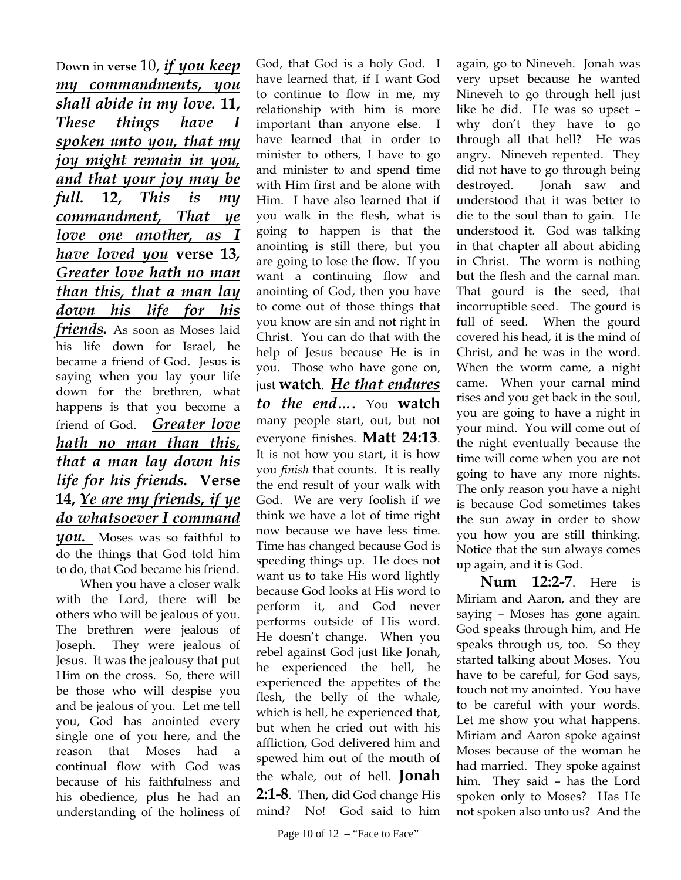Down in **verse** 10, ***if you keep my commandments, you shall abide in my love.*** **11,** ***These things have I spoken unto you, that my joy might remain in you, and that your joy may be full.*** **12,** *This is my commandment, That ye love one another, as I have loved you* **verse 13,** *Greater love hath no man than this, that a man lay down his life for his **friends.*** As soon as Moses laid his life down for Israel, he became a friend of God. Jesus is saying when you lay your life down for the brethren, what happens is that you become a friend of God. ***Greater love hath no man than this, that a man lay down his life for his friends.*** **Verse 14,** *Ye are my friends, if ye do whatsoever I command **you.*** Moses was so faithful to do the things that God told him to do, that God became his friend.

When you have a closer walk with the Lord, there will be others who will be jealous of you. The brethren were jealous of Joseph. They were jealous of Jesus. It was the jealousy that put Him on the cross. So, there will be those who will despise you and be jealous of you. Let me tell you, God has anointed every single one of you here, and the reason that Moses had a continual flow with God was because of his faithfulness and his obedience, plus he had an understanding of the holiness of God, that God is a holy God. I have learned that, if I want God to continue to flow in me, my relationship with him is more important than anyone else. I have learned that in order to minister to others, I have to go and minister to and spend time with Him first and be alone with Him. I have also learned that if you walk in the flesh, what is going to happen is that the anointing is still there, but you are going to lose the flow. If you want a continuing flow and anointing of God, then you have to come out of those things that you know are sin and not right in Christ. You can do that with the help of Jesus because He is in you. Those who have gone on, just **watch**. ***He that endures to the end….*** You **watch** many people start, out, but not everyone finishes. **Matt 24:13**. It is not how you start, it is how you *finish* that counts. It is really the end result of your walk with God. We are very foolish if we think we have a lot of time right now because we have less time. Time has changed because God is speeding things up. He does not want us to take His word lightly because God looks at His word to perform it, and God never performs outside of His word. He doesn't change. When you rebel against God just like Jonah, he experienced the hell, he experienced the appetites of the flesh, the belly of the whale, which is hell, he experienced that, but when he cried out with his affliction, God delivered him and spewed him out of the mouth of the whale, out of hell. **Jonah 2:1-8**. Then, did God change His mind? No! God said to him again, go to Nineveh. Jonah was very upset because he wanted Nineveh to go through hell just like he did. He was so upset – why don't they have to go through all that hell? He was angry. Nineveh repented. They did not have to go through being destroyed. Jonah saw and understood that it was better to die to the soul than to gain. He understood it. God was talking in that chapter all about abiding in Christ. The worm is nothing but the flesh and the carnal man. That gourd is the seed, that incorruptible seed. The gourd is full of seed. When the gourd covered his head, it is the mind of Christ, and he was in the word. When the worm came, a night came. When your carnal mind rises and you get back in the soul, you are going to have a night in your mind. You will come out of the night eventually because the time will come when you are not going to have any more nights. The only reason you have a night is because God sometimes takes the sun away in order to show you how you are still thinking. Notice that the sun always comes up again, and it is God.

**Num 12:2-7**. Here is Miriam and Aaron, and they are saying – Moses has gone again. God speaks through him, and He speaks through us, too. So they started talking about Moses. You have to be careful, for God says, touch not my anointed. You have to be careful with your words. Let me show you what happens. Miriam and Aaron spoke against Moses because of the woman he had married. They spoke against him. They said – has the Lord spoken only to Moses? Has He not spoken also unto us? And the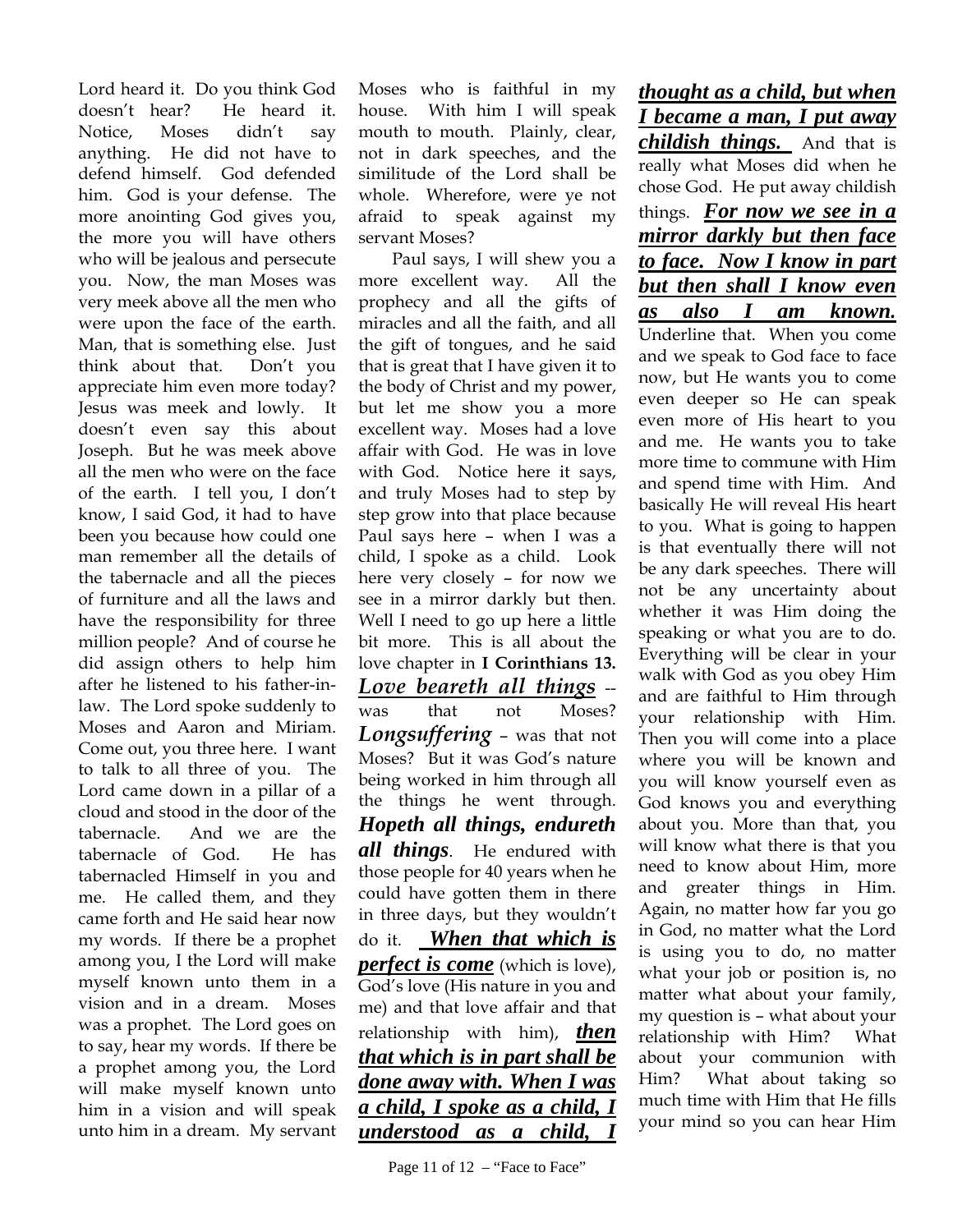Lord heard it. Do you think God doesn't hear? He heard it. Notice, Moses didn't say anything. He did not have to defend himself. God defended him. God is your defense. The more anointing God gives you, the more you will have others who will be jealous and persecute you. Now, the man Moses was very meek above all the men who were upon the face of the earth. Man, that is something else. Just think about that. Don't you appreciate him even more today? Jesus was meek and lowly. It doesn't even say this about Joseph. But he was meek above all the men who were on the face of the earth. I tell you, I don't know, I said God, it had to have been you because how could one man remember all the details of the tabernacle and all the pieces of furniture and all the laws and have the responsibility for three million people? And of course he did assign others to help him after he listened to his father-in-law. The Lord spoke suddenly to Moses and Aaron and Miriam. Come out, you three here. I want to talk to all three of you. The Lord came down in a pillar of a cloud and stood in the door of the tabernacle. And we are the tabernacle of God. He has tabernacled Himself in you and me. He called them, and they came forth and He said hear now my words. If there be a prophet among you, I the Lord will make myself known unto them in a vision and in a dream. Moses was a prophet. The Lord goes on to say, hear my words. If there be a prophet among you, the Lord will make myself known unto him in a vision and will speak unto him in a dream. My servant Moses who is faithful in my house. With him I will speak mouth to mouth. Plainly, clear, not in dark speeches, and the similitude of the Lord shall be whole. Wherefore, were ye not afraid to speak against my servant Moses?

Paul says, I will shew you a more excellent way. All the prophecy and all the gifts of miracles and all the faith, and all the gift of tongues, and he said that is great that I have given it to the body of Christ and my power, but let me show you a more excellent way. Moses had a love affair with God. He was in love with God. Notice here it says, and truly Moses had to step by step grow into that place because Paul says here – when I was a child, I spoke as a child. Look here very closely – for now we see in a mirror darkly but then. Well I need to go up here a little bit more. This is all about the love chapter in **I Corinthians 13.** ***Love beareth all things*** -- was that not Moses? ***Longsuffering*** – was that not Moses? But it was God's nature being worked in him through all the things he went through. ***Hopeth all things, endureth all things***. He endured with those people for 40 years when he could have gotten them in there in three days, but they wouldn't do it. ***When that which is perfect is come*** (which is love), God's love (His nature in you and me) and that love affair and that relationship with him), ***then that which is in part shall be done away with. When I was a child, I spoke as a child, I understood as a child, I thought as a child, but when I became a man, I put away childish things.*** And that is really what Moses did when he chose God. He put away childish things. ***For now we see in a mirror darkly but then face to face. Now I know in part but then shall I know even as also I am known.*** Underline that. When you come and we speak to God face to face now, but He wants you to come even deeper so He can speak even more of His heart to you and me. He wants you to take more time to commune with Him and spend time with Him. And basically He will reveal His heart to you. What is going to happen is that eventually there will not be any dark speeches. There will not be any uncertainty about whether it was Him doing the speaking or what you are to do. Everything will be clear in your walk with God as you obey Him and are faithful to Him through your relationship with Him. Then you will come into a place where you will be known and you will know yourself even as God knows you and everything about you. More than that, you will know what there is that you need to know about Him, more and greater things in Him. Again, no matter how far you go in God, no matter what the Lord is using you to do, no matter what your job or position is, no matter what about your family, my question is – what about your relationship with Him? What about your communion with Him? What about taking so much time with Him that He fills your mind so you can hear Him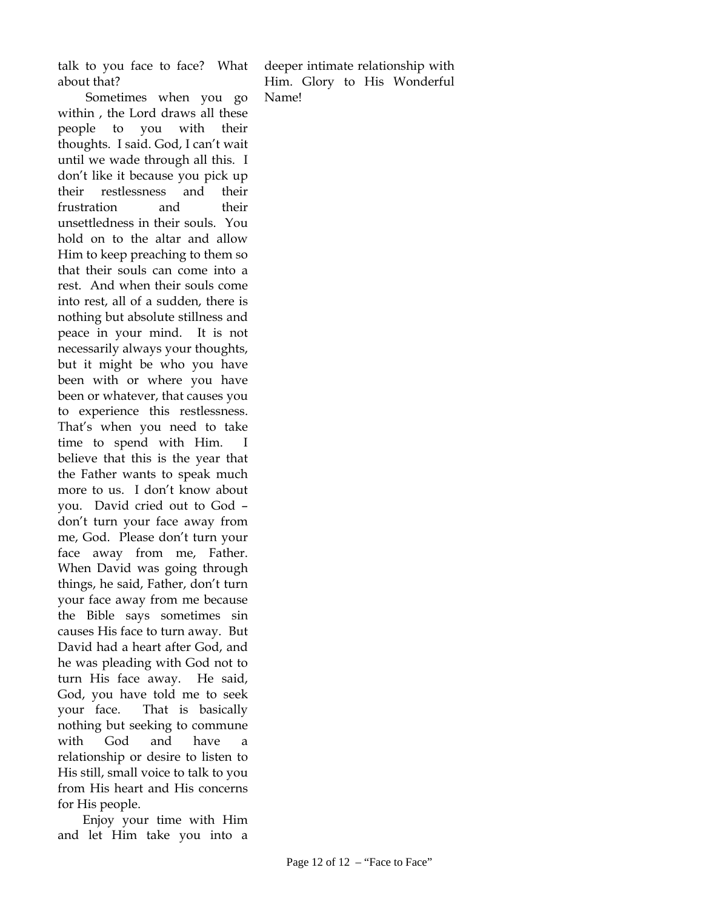talk to you face to face? What about that?

Sometimes when you go within , the Lord draws all these people to you with their thoughts. I said. God, I can't wait until we wade through all this. I don't like it because you pick up their restlessness and their frustration and their unsettledness in their souls. You hold on to the altar and allow Him to keep preaching to them so that their souls can come into a rest. And when their souls come into rest, all of a sudden, there is nothing but absolute stillness and peace in your mind. It is not necessarily always your thoughts, but it might be who you have been with or where you have been or whatever, that causes you to experience this restlessness. That's when you need to take time to spend with Him. I believe that this is the year that the Father wants to speak much more to us. I don't know about you. David cried out to God – don't turn your face away from me, God. Please don't turn your face away from me, Father. When David was going through things, he said, Father, don't turn your face away from me because the Bible says sometimes sin causes His face to turn away. But David had a heart after God, and he was pleading with God not to turn His face away. He said, God, you have told me to seek your face. That is basically nothing but seeking to commune with God and have a relationship or desire to listen to His still, small voice to talk to you from His heart and His concerns for His people.

Enjoy your time with Him and let Him take you into a deeper intimate relationship with Him. Glory to His Wonderful Name!